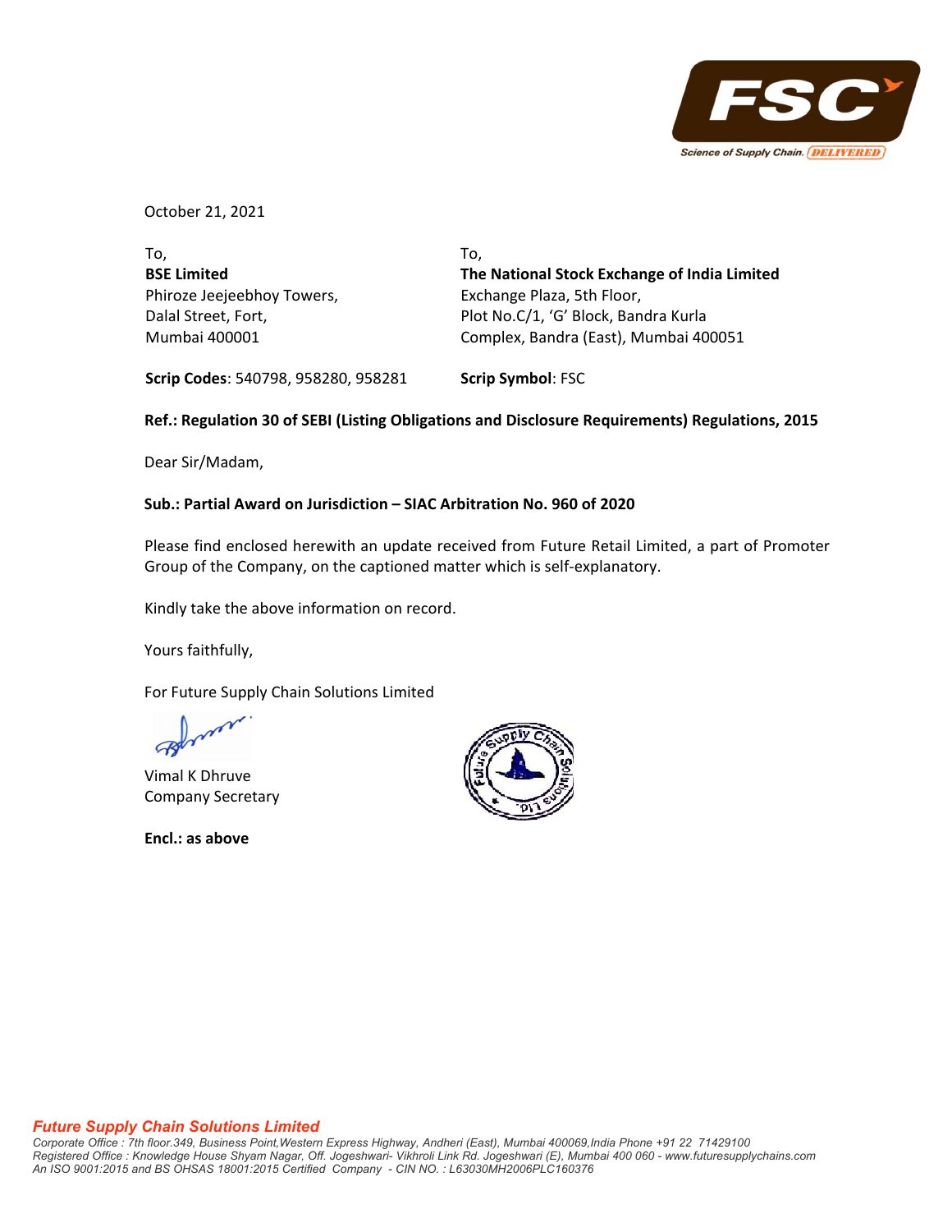October 21, 2021

To,
**BSE Limited**
Phiroze Jeejeebhoy Towers,
Dalal Street, Fort,
Mumbai 400001

**Scrip Codes**: 540798, 958280, 958281

To,
**The National Stock Exchange of India Limited**
Exchange Plaza, 5th Floor,
Plot No.C/1, 'G' Block, Bandra Kurla
Complex, Bandra (East), Mumbai 400051

**Scrip Symbol**: FSC

**Ref.: Regulation 30 of SEBI (Listing Obligations and Disclosure Requirements) Regulations, 2015**

Dear Sir/Madam,

**Sub.: Partial Award on Jurisdiction – SIAC Arbitration No. 960 of 2020**

Please find enclosed herewith an update received from Future Retail Limited, a part of Promoter Group of the Company, on the captioned matter which is self-explanatory.

Kindly take the above information on record.

Yours faithfully,

For Future Supply Chain Solutions Limited

Vimal K Dhruve
Company Secretary

**Encl.: as above**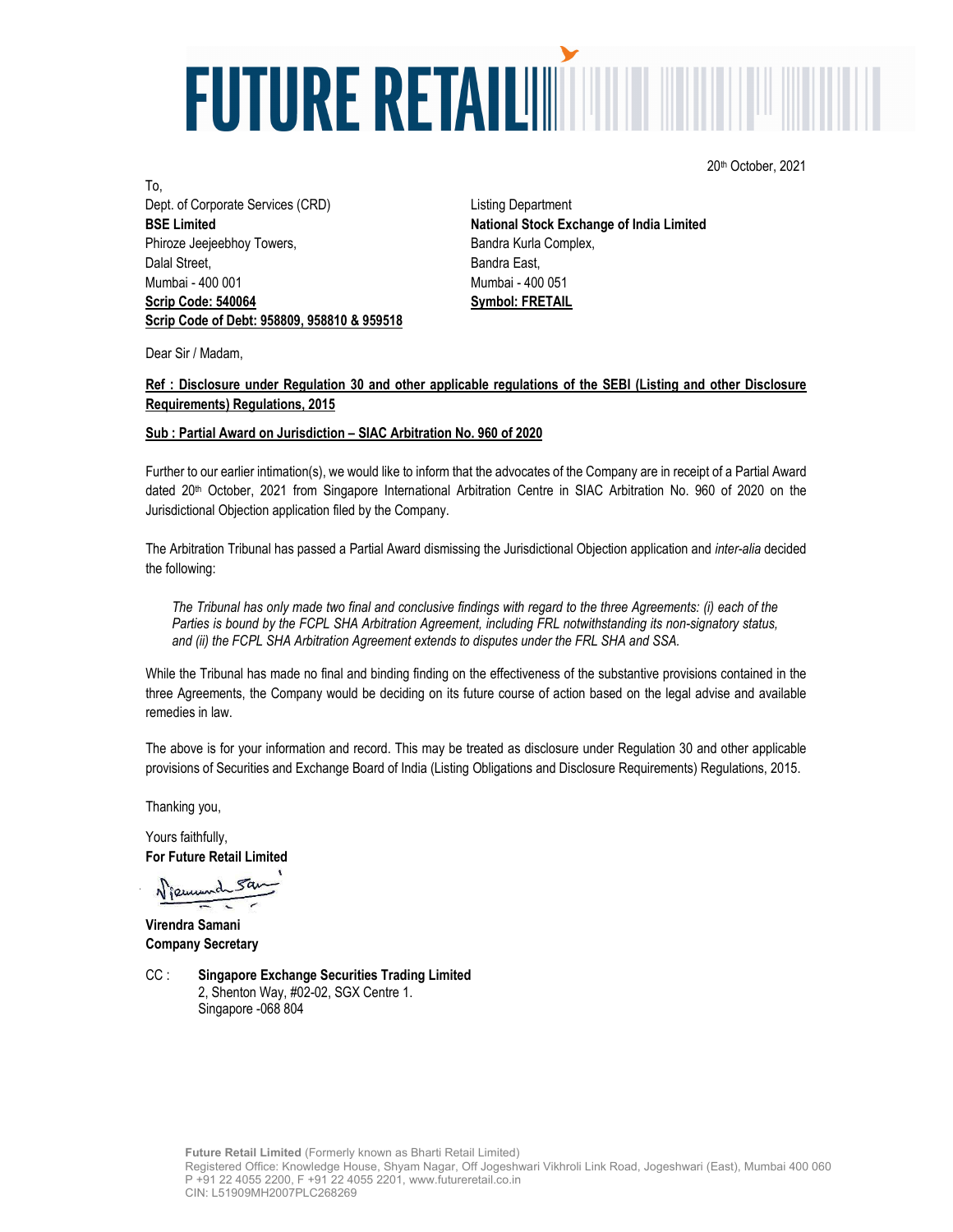20th October, 2021

To,

| | |
|---|---|
| Dept. of Corporate Services (CRD) | Listing Department |
| **BSE Limited** | **National Stock Exchange of India Limited** |
| Phiroze Jeejeebhoy Towers, | Bandra Kurla Complex, |
| Dalal Street, | Bandra East, |
| Mumbai - 400 001 | Mumbai - 400 051 |
| **Scrip Code: 540064** | **Symbol: FRETAIL** |
| **Scrip Code of Debt: 958809, 958810 & 959518** | |

Dear Sir / Madam,

**Ref : Disclosure under Regulation 30 and other applicable regulations of the SEBI (Listing and other Disclosure Requirements) Regulations, 2015**

**Sub : Partial Award on Jurisdiction – SIAC Arbitration No. 960 of 2020**

Further to our earlier intimation(s), we would like to inform that the advocates of the Company are in receipt of a Partial Award dated 20th October, 2021 from Singapore International Arbitration Centre in SIAC Arbitration No. 960 of 2020 on the Jurisdictional Objection application filed by the Company.

The Arbitration Tribunal has passed a Partial Award dismissing the Jurisdictional Objection application and *inter-alia* decided the following:

> *The Tribunal has only made two final and conclusive findings with regard to the three Agreements: (i) each of the Parties is bound by the FCPL SHA Arbitration Agreement, including FRL notwithstanding its non-signatory status, and (ii) the FCPL SHA Arbitration Agreement extends to disputes under the FRL SHA and SSA.*

While the Tribunal has made no final and binding finding on the effectiveness of the substantive provisions contained in the three Agreements, the Company would be deciding on its future course of action based on the legal advise and available remedies in law.

The above is for your information and record. This may be treated as disclosure under Regulation 30 and other applicable provisions of Securities and Exchange Board of India (Listing Obligations and Disclosure Requirements) Regulations, 2015.

Thanking you,

Yours faithfully,
**For Future Retail Limited**

**Virendra Samani**
**Company Secretary**

CC : **Singapore Exchange Securities Trading Limited**
2, Shenton Way, #02-02, SGX Centre 1.
Singapore -068 804

**Future Retail Limited** (Formerly known as Bharti Retail Limited)
Registered Office: Knowledge House, Shyam Nagar, Off Jogeshwari Vikhroli Link Road, Jogeshwari (East), Mumbai 400 060
P +91 22 4055 2200, F +91 22 4055 2201, www.futureretail.co.in
CIN: L51909MH2007PLC268269